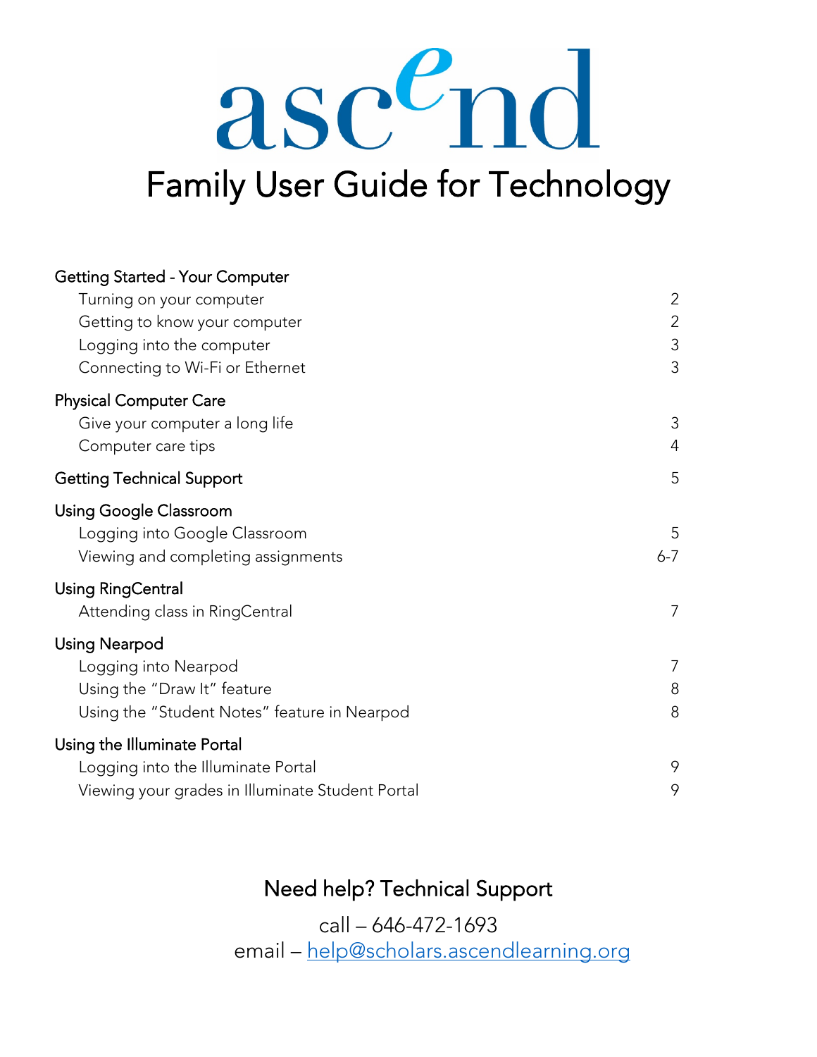# ascend

# Family User Guide for Technology

| | |
|---|---|
| **Getting Started - Your Computer** | |
| Turning on your computer | 2 |
| Getting to know your computer | 2 |
| Logging into the computer | 3 |
| Connecting to Wi-Fi or Ethernet | 3 |
| **Physical Computer Care** | |
| Give your computer a long life | 3 |
| Computer care tips | 4 |
| **Getting Technical Support** | 5 |
| **Using Google Classroom** | |
| Logging into Google Classroom | 5 |
| Viewing and completing assignments | 6-7 |
| **Using RingCentral** | |
| Attending class in RingCentral | 7 |
| **Using Nearpod** | |
| Logging into Nearpod | 7 |
| Using the "Draw It" feature | 8 |
| Using the "Student Notes" feature in Nearpod | 8 |
| **Using the Illuminate Portal** | |
| Logging into the Illuminate Portal | 9 |
| Viewing your grades in Illuminate Student Portal | 9 |

## Need help? Technical Support

call – 646-472-1693
email – help@scholars.ascendlearning.org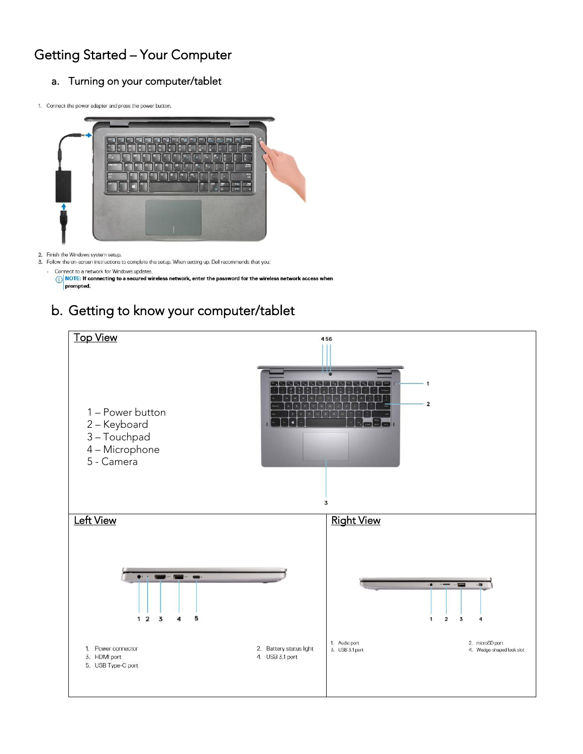# Getting Started – Your Computer

## a. Turning on your computer/tablet

1. Connect the power adapter and press the power button.

2. Finish the Windows system setup.
3. Follow the on-screen instructions to complete the setup. When setting up, Dell recommends that you:
   - Connect to a network for Windows updates.

     **NOTE: If connecting to a secured wireless network, enter the password for the wireless network access when prompted.**

## b. Getting to know your computer/tablet

**Top View**

1 – Power button
2 – Keyboard
3 – Touchpad
4 – Microphone
5 - Camera

**Left View**

1. Power connector
2. Battery status light
3. HDMI port
4. USB 3.1 port
5. USB Type-C port

**Right View**

1. Audio port
2. microSD port
3. USB 3.1 port
4. Wedge-shaped lock slot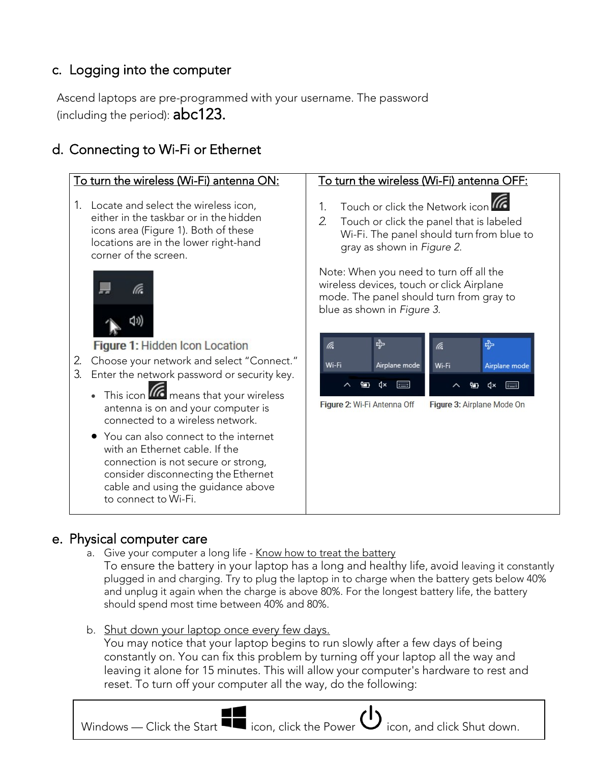## c. Logging into the computer

Ascend laptops are pre-programmed with your username. The password (including the period): **abc123.**

## d. Connecting to Wi-Fi or Ethernet

<u>To turn the wireless (Wi-Fi) antenna ON:</u>

1. Locate and select the wireless icon, either in the taskbar or in the hidden icons area (Figure 1). Both of these locations are in the lower right-hand corner of the screen.

**Figure 1:** Hidden Icon Location

2. Choose your network and select "Connect."
3. Enter the network password or security key.
   - This icon means that your wireless antenna is on and your computer is connected to a wireless network.
   - You can also connect to the internet with an Ethernet cable. If the connection is not secure or strong, consider disconnecting the Ethernet cable and using the guidance above to connect to Wi-Fi.

<u>To turn the wireless (Wi-Fi) antenna OFF:</u>

1. Touch or click the Network icon
2. Touch or click the panel that is labeled Wi-Fi. The panel should turn from blue to gray as shown in *Figure 2*.

Note: When you need to turn off all the wireless devices, touch or click Airplane mode. The panel should turn from gray to blue as shown in *Figure 3*.

**Figure 2:** Wi-Fi Antenna Off

**Figure 3:** Airplane Mode On

## e. Physical computer care

a. Give your computer a long life - <u>Know how to treat the battery</u>
   To ensure the battery in your laptop has a long and healthy life, avoid leaving it constantly plugged in and charging. Try to plug the laptop in to charge when the battery gets below 40% and unplug it again when the charge is above 80%. For the longest battery life, the battery should spend most time between 40% and 80%.

b. <u>Shut down your laptop once every few days.</u>
   You may notice that your laptop begins to run slowly after a few days of being constantly on. You can fix this problem by turning off your laptop all the way and leaving it alone for 15 minutes. This will allow your computer's hardware to rest and reset. To turn off your computer all the way, do the following:

Windows — Click the Start icon, click the Power icon, and click Shut down.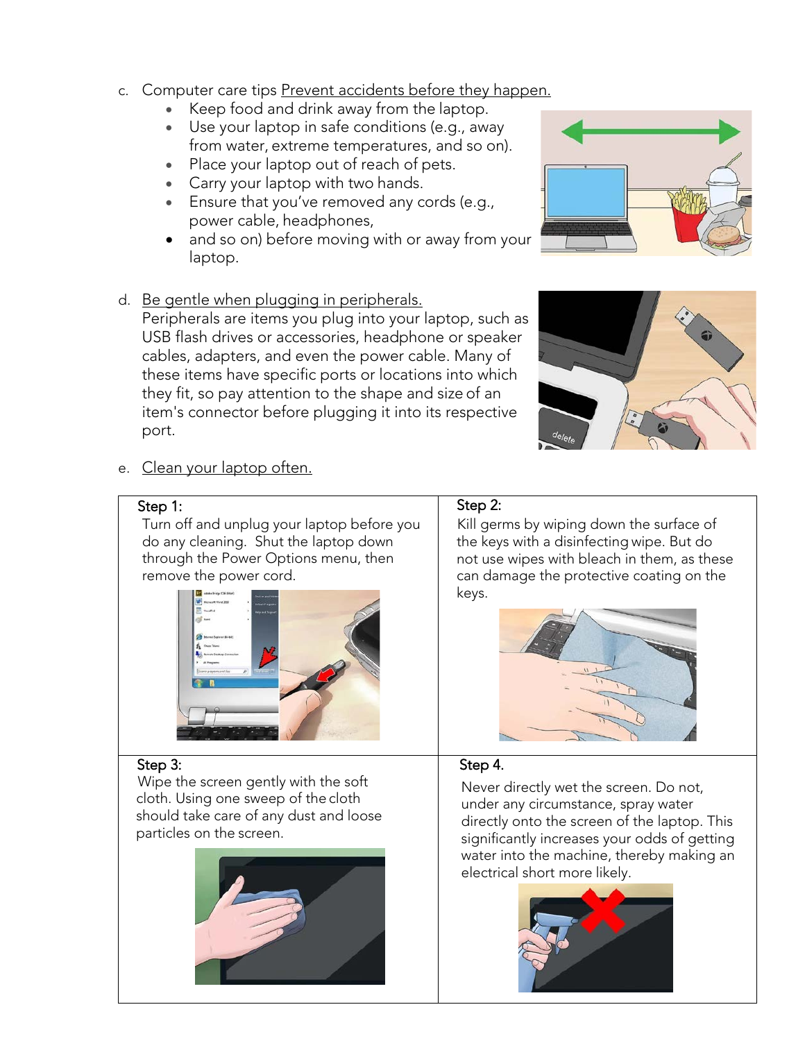c. Computer care tips <u>Prevent accidents before they happen.</u>

- Keep food and drink away from the laptop.
- Use your laptop in safe conditions (e.g., away from water, extreme temperatures, and so on).
- Place your laptop out of reach of pets.
- Carry your laptop with two hands.
- Ensure that you've removed any cords (e.g., power cable, headphones,
- and so on) before moving with or away from your laptop.

d. <u>Be gentle when plugging in peripherals.</u>

Peripherals are items you plug into your laptop, such as USB flash drives or accessories, headphone or speaker cables, adapters, and even the power cable. Many of these items have specific ports or locations into which they fit, so pay attention to the shape and size of an item's connector before plugging it into its respective port.

e. <u>Clean your laptop often.</u>

| Step 1: Turn off and unplug your laptop before you do any cleaning. Shut the laptop down through the Power Options menu, then remove the power cord. | Step 2: Kill germs by wiping down the surface of the keys with a disinfecting wipe. But do not use wipes with bleach in them, as these can damage the protective coating on the keys. |
| --- | --- |
| Step 3: Wipe the screen gently with the soft cloth. Using one sweep of the cloth should take care of any dust and loose particles on the screen. | Step 4. Never directly wet the screen. Do not, under any circumstance, spray water directly onto the screen of the laptop. This significantly increases your odds of getting water into the machine, thereby making an electrical short more likely. |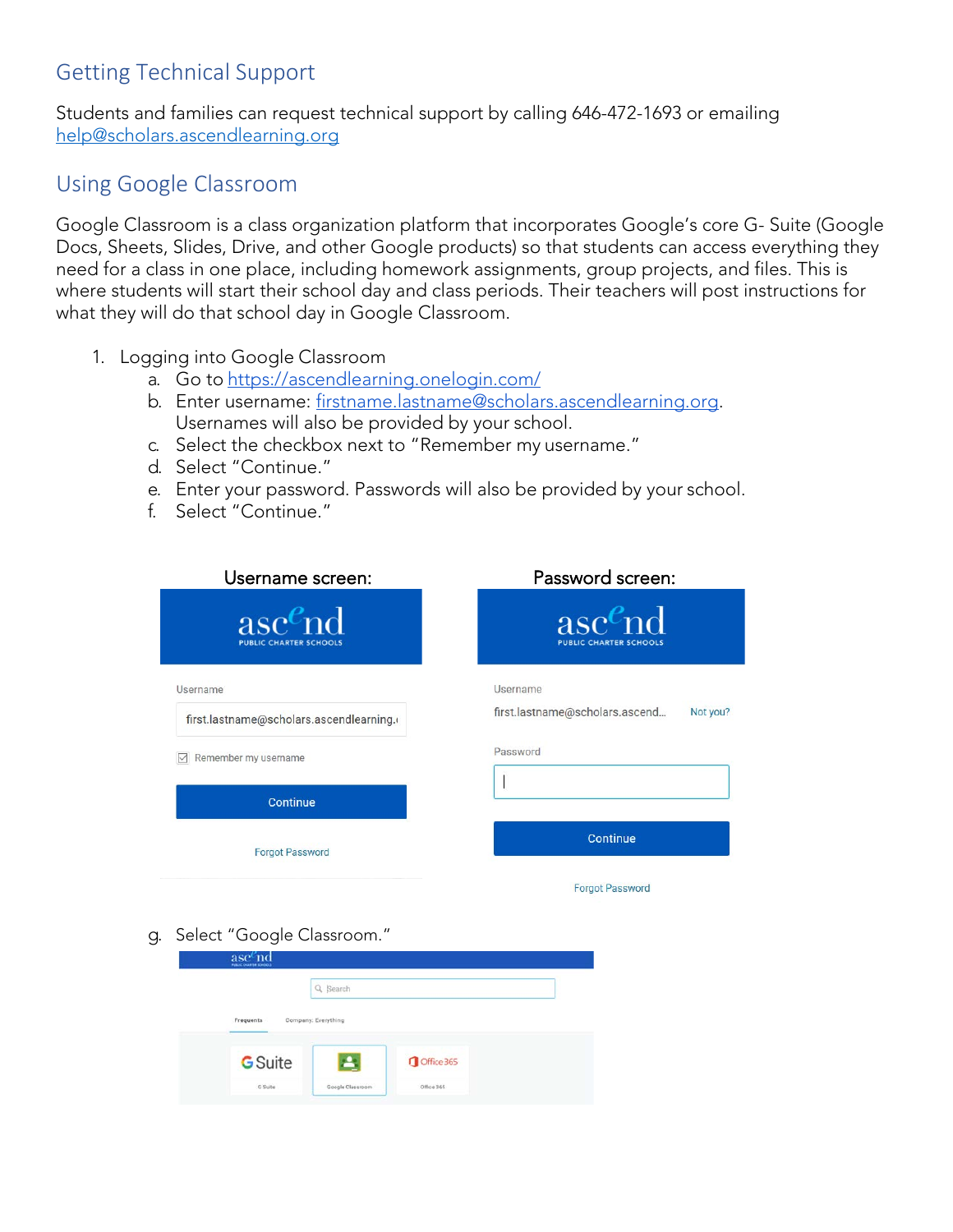## Getting Technical Support

Students and families can request technical support by calling 646-472-1693 or emailing [help@scholars.ascendlearning.org](mailto:help@scholars.ascendlearning.org)

## Using Google Classroom

Google Classroom is a class organization platform that incorporates Google's core G- Suite (Google Docs, Sheets, Slides, Drive, and other Google products) so that students can access everything they need for a class in one place, including homework assignments, group projects, and files. This is where students will start their school day and class periods. Their teachers will post instructions for what they will do that school day in Google Classroom.

1. Logging into Google Classroom
   a. Go to [https://ascendlearning.onelogin.com/](https://ascendlearning.onelogin.com/)
   b. Enter username: firstname.lastname@scholars.ascendlearning.org. Usernames will also be provided by your school.
   c. Select the checkbox next to "Remember my username."
   d. Select "Continue."
   e. Enter your password. Passwords will also be provided by your school.
   f. Select "Continue."

Username screen: Password screen:

   g. Select "Google Classroom."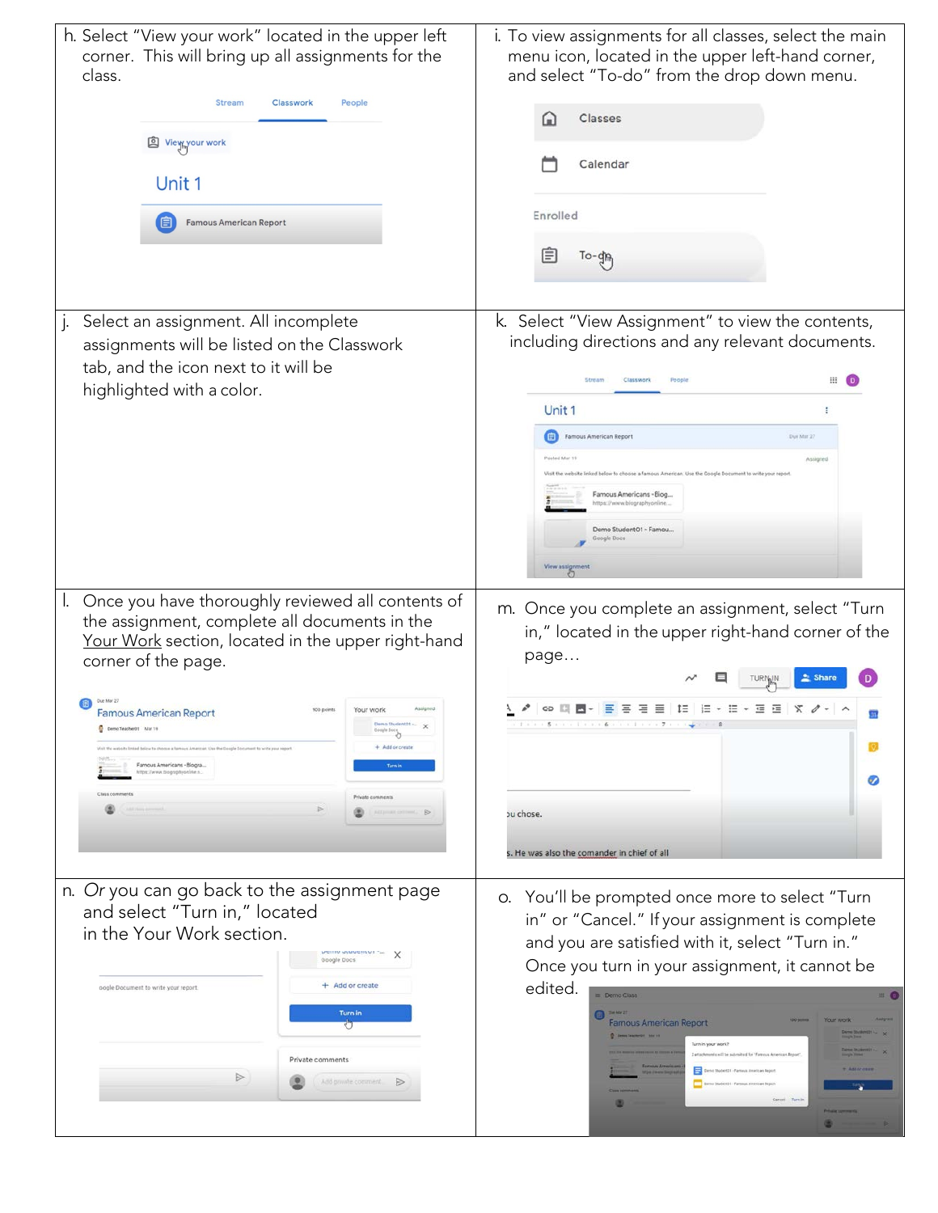h. Select "View your work" located in the upper left corner. This will bring up all assignments for the class.

i. To view assignments for all classes, select the main menu icon, located in the upper left-hand corner, and select "To-do" from the drop down menu.

j. Select an assignment. All incomplete assignments will be listed on the Classwork tab, and the icon next to it will be highlighted with a color.

k. Select "View Assignment" to view the contents, including directions and any relevant documents.

l. Once you have thoroughly reviewed all contents of the assignment, complete all documents in the Your Work section, located in the upper right-hand corner of the page.

m. Once you complete an assignment, select "Turn in," located in the upper right-hand corner of the page…

n. *Or* you can go back to the assignment page and select "Turn in," located in the Your Work section.

o. You'll be prompted once more to select "Turn in" or "Cancel." If your assignment is complete and you are satisfied with it, select "Turn in." Once you turn in your assignment, it cannot be edited.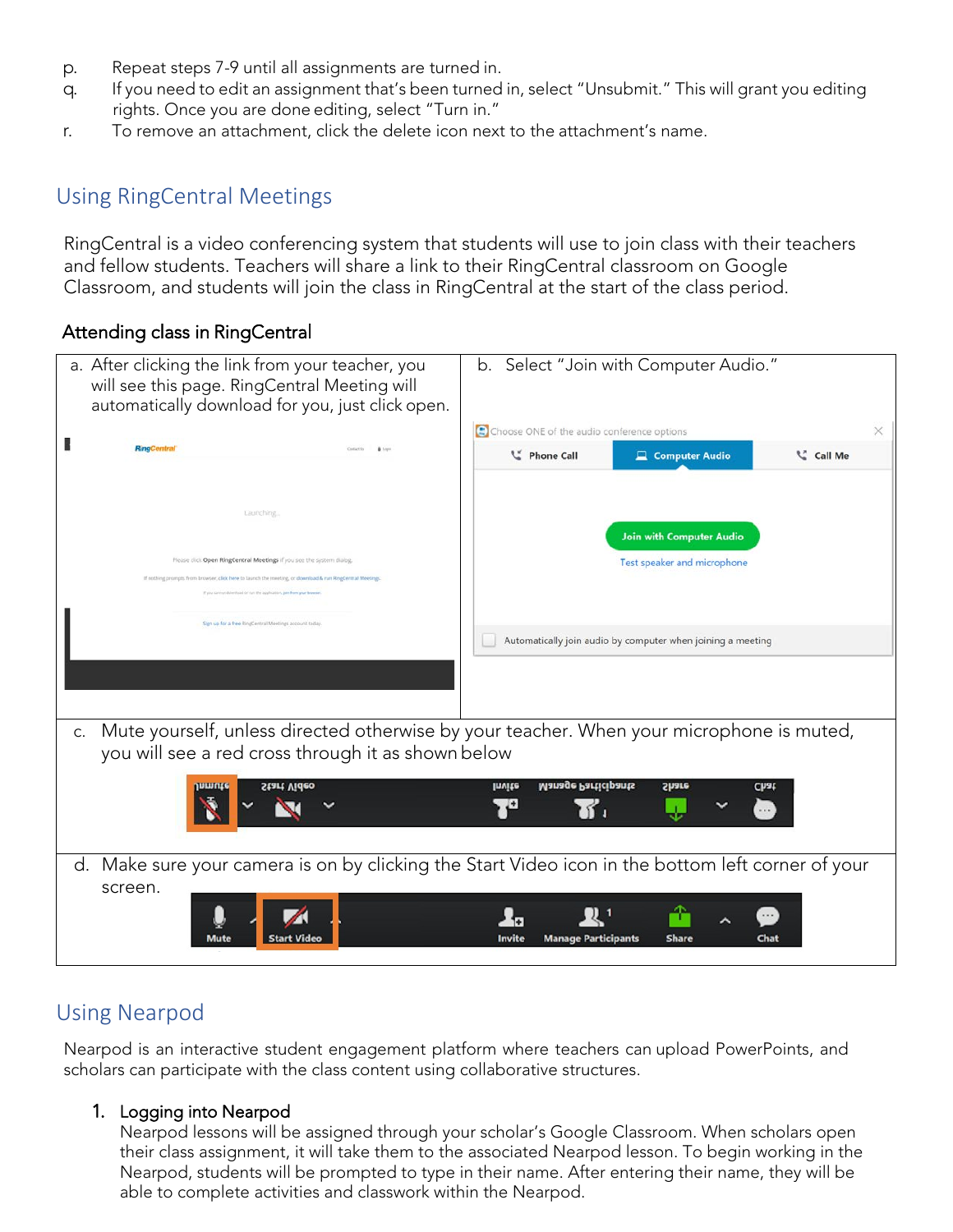p. Repeat steps 7-9 until all assignments are turned in.

q. If you need to edit an assignment that's been turned in, select "Unsubmit." This will grant you editing rights. Once you are done editing, select "Turn in."

r. To remove an attachment, click the delete icon next to the attachment's name.

## Using RingCentral Meetings

RingCentral is a video conferencing system that students will use to join class with their teachers and fellow students. Teachers will share a link to their RingCentral classroom on Google Classroom, and students will join the class in RingCentral at the start of the class period.

### Attending class in RingCentral

| a. After clicking the link from your teacher, you will see this page. RingCentral Meeting will automatically download for you, just click open. | b. Select "Join with Computer Audio." |
| --- | --- |

c. Mute yourself, unless directed otherwise by your teacher. When your microphone is muted, you will see a red cross through it as shown below

d. Make sure your camera is on by clicking the Start Video icon in the bottom left corner of your screen.

## Using Nearpod

Nearpod is an interactive student engagement platform where teachers can upload PowerPoints, and scholars can participate with the class content using collaborative structures.

1. **Logging into Nearpod**
   Nearpod lessons will be assigned through your scholar's Google Classroom. When scholars open their class assignment, it will take them to the associated Nearpod lesson. To begin working in the Nearpod, students will be prompted to type in their name. After entering their name, they will be able to complete activities and classwork within the Nearpod.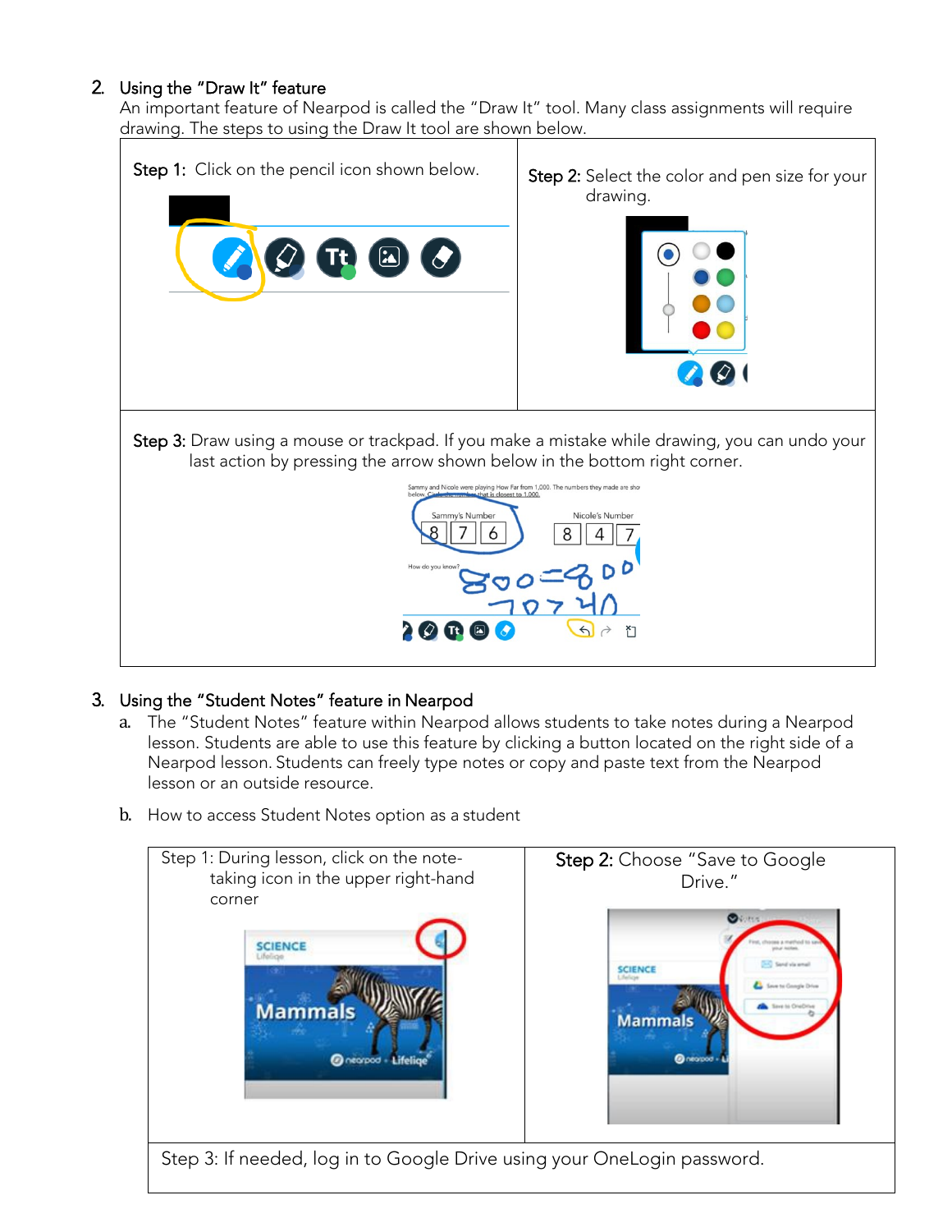2. Using the "Draw It" feature

An important feature of Nearpod is called the "Draw It" tool. Many class assignments will require drawing. The steps to using the Draw It tool are shown below.

| Step 1: Click on the pencil icon shown below. | Step 2: Select the color and pen size for your drawing. |
|---|---|
| Step 3: Draw using a mouse or trackpad. If you make a mistake while drawing, you can undo your last action by pressing the arrow shown below in the bottom right corner. | |

3. Using the "Student Notes" feature in Nearpod

a. The "Student Notes" feature within Nearpod allows students to take notes during a Nearpod lesson. Students are able to use this feature by clicking a button located on the right side of a Nearpod lesson. Students can freely type notes or copy and paste text from the Nearpod lesson or an outside resource.

b. How to access Student Notes option as a student

| Step 1: During lesson, click on the note-taking icon in the upper right-hand corner | Step 2: Choose "Save to Google Drive." |
|---|---|
| Step 3: If needed, log in to Google Drive using your OneLogin password. | |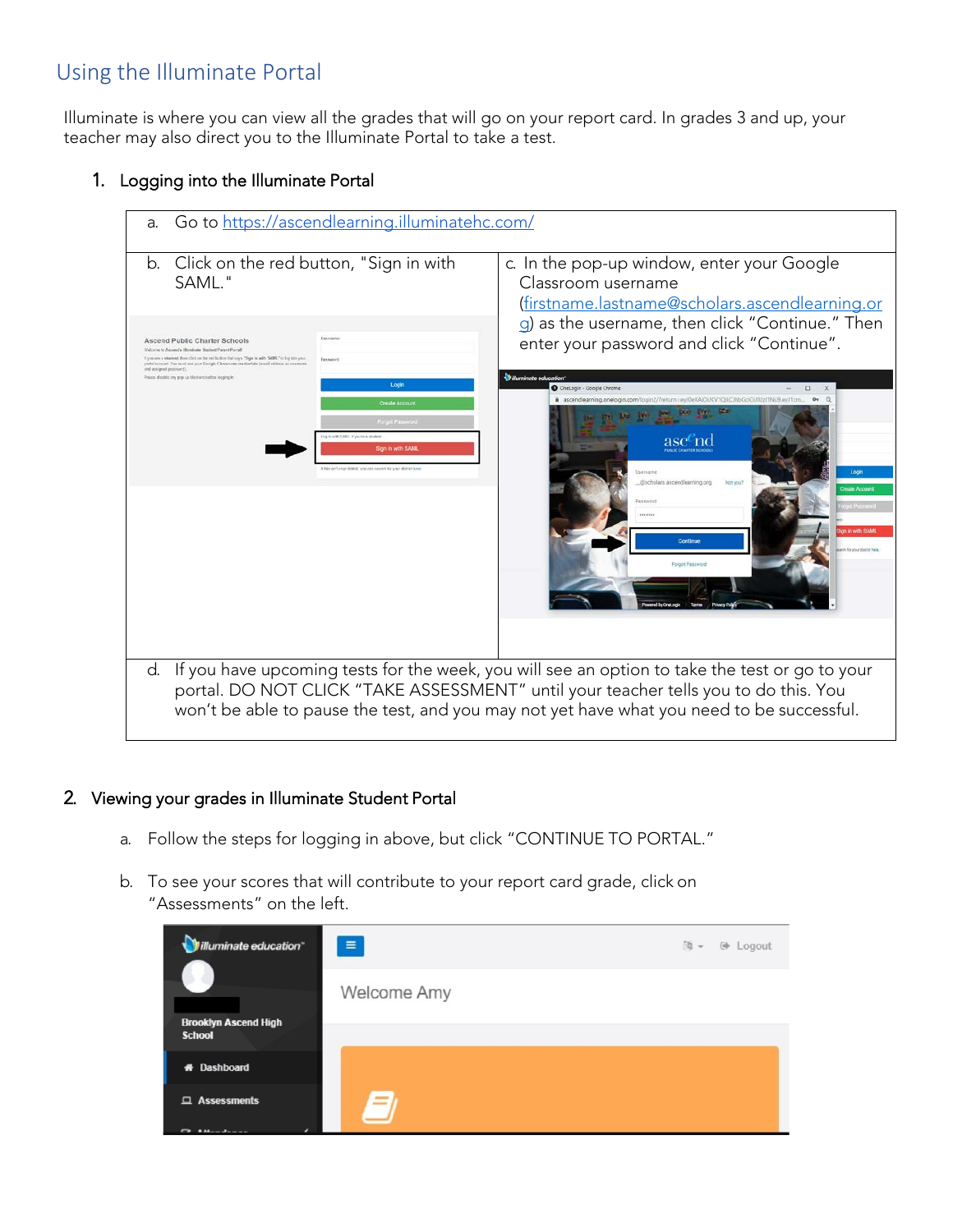## Using the Illuminate Portal

Illuminate is where you can view all the grades that will go on your report card. In grades 3 and up, your teacher may also direct you to the Illuminate Portal to take a test.

1. Logging into the Illuminate Portal

a. Go to https://ascendlearning.illuminatehc.com/

b. Click on the red button, "Sign in with SAML."

c. In the pop-up window, enter your Google Classroom username (firstname.lastname@scholars.ascendlearning.org) as the username, then click "Continue." Then enter your password and click "Continue".

d. If you have upcoming tests for the week, you will see an option to take the test or go to your portal. DO NOT CLICK "TAKE ASSESSMENT" until your teacher tells you to do this. You won't be able to pause the test, and you may not yet have what you need to be successful.

2. Viewing your grades in Illuminate Student Portal

   a. Follow the steps for logging in above, but click "CONTINUE TO PORTAL."

   b. To see your scores that will contribute to your report card grade, click on "Assessments" on the left.